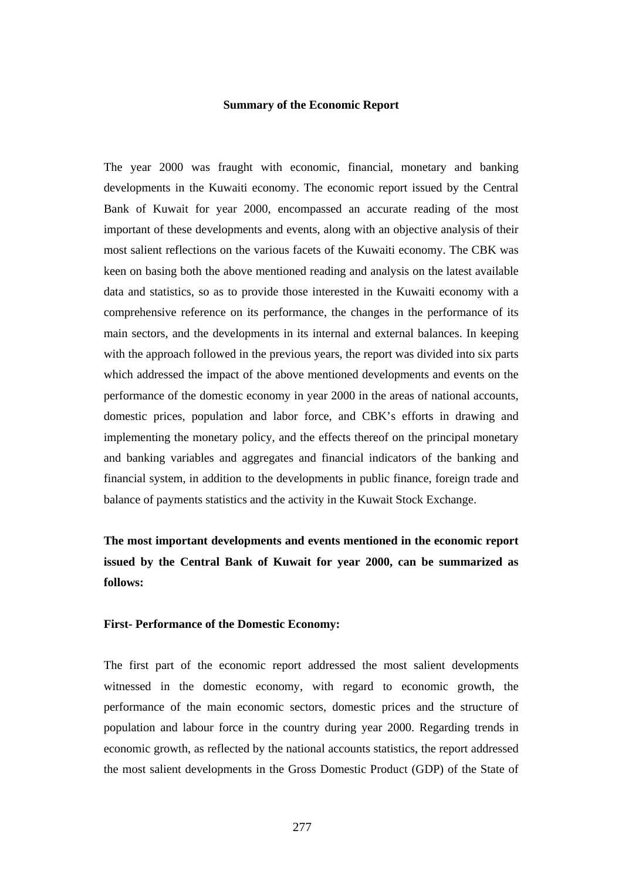# Summary of the Economic Report

The year 2000 was fraught with economic, financial, monetary and banking developments in the Kuwaiti economy. The economic report issued by the Central Bank of Kuwait for year 2000, encompassed an accurate reading of the most important of these developments and events, along with an objective analysis of their most salient reflections on the various facets of the Kuwaiti economy. The CBK was keen on basing both the above mentioned reading and analysis on the latest available data and statistics, so as to provide those interested in the Kuwaiti economy with a comprehensive reference on its performance, the changes in the performance of its main sectors, and the developments in its internal and external balances. In keeping with the approach followed in the previous years, the report was divided into six parts which addressed the impact of the above mentioned developments and events on the performance of the domestic economy in year 2000 in the areas of national accounts, domestic prices, population and labor force, and CBK's efforts in drawing and implementing the monetary policy, and the effects thereof on the principal monetary and banking variables and aggregates and financial indicators of the banking and financial system, in addition to the developments in public finance, foreign trade and balance of payments statistics and the activity in the Kuwait Stock Exchange.

**The most important developments and events mentioned in the economic report issued by the Central Bank of Kuwait for year 2000, can be summarized as follows:**

## First- Performance of the Domestic Economy:

The first part of the economic report addressed the most salient developments witnessed in the domestic economy, with regard to economic growth, the performance of the main economic sectors, domestic prices and the structure of population and labour force in the country during year 2000. Regarding trends in economic growth, as reflected by the national accounts statistics, the report addressed the most salient developments in the Gross Domestic Product (GDP) of the State of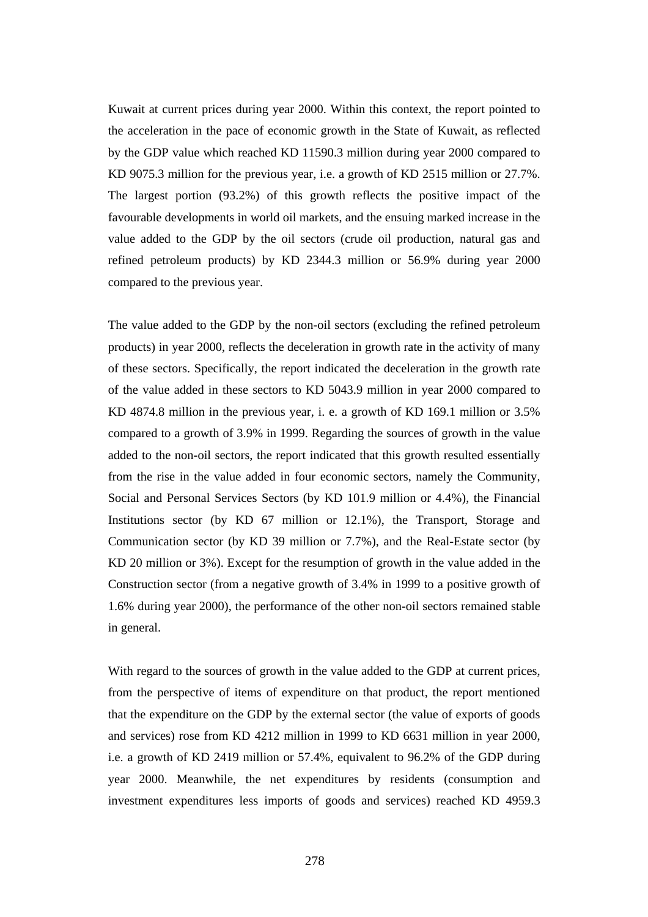Kuwait at current prices during year 2000. Within this context, the report pointed to the acceleration in the pace of economic growth in the State of Kuwait, as reflected by the GDP value which reached KD 11590.3 million during year 2000 compared to KD 9075.3 million for the previous year, i.e. a growth of KD 2515 million or 27.7%. The largest portion (93.2%) of this growth reflects the positive impact of the favourable developments in world oil markets, and the ensuing marked increase in the value added to the GDP by the oil sectors (crude oil production, natural gas and refined petroleum products) by KD 2344.3 million or 56.9% during year 2000 compared to the previous year.

The value added to the GDP by the non-oil sectors (excluding the refined petroleum products) in year 2000, reflects the deceleration in growth rate in the activity of many of these sectors. Specifically, the report indicated the deceleration in the growth rate of the value added in these sectors to KD 5043.9 million in year 2000 compared to KD 4874.8 million in the previous year, i. e. a growth of KD 169.1 million or 3.5% compared to a growth of 3.9% in 1999. Regarding the sources of growth in the value added to the non-oil sectors, the report indicated that this growth resulted essentially from the rise in the value added in four economic sectors, namely the Community, Social and Personal Services Sectors (by KD 101.9 million or 4.4%), the Financial Institutions sector (by KD 67 million or 12.1%), the Transport, Storage and Communication sector (by KD 39 million or 7.7%), and the Real-Estate sector (by KD 20 million or 3%). Except for the resumption of growth in the value added in the Construction sector (from a negative growth of 3.4% in 1999 to a positive growth of 1.6% during year 2000), the performance of the other non-oil sectors remained stable in general.

With regard to the sources of growth in the value added to the GDP at current prices, from the perspective of items of expenditure on that product, the report mentioned that the expenditure on the GDP by the external sector (the value of exports of goods and services) rose from KD 4212 million in 1999 to KD 6631 million in year 2000, i.e. a growth of KD 2419 million or 57.4%, equivalent to 96.2% of the GDP during year 2000. Meanwhile, the net expenditures by residents (consumption and investment expenditures less imports of goods and services) reached KD 4959.3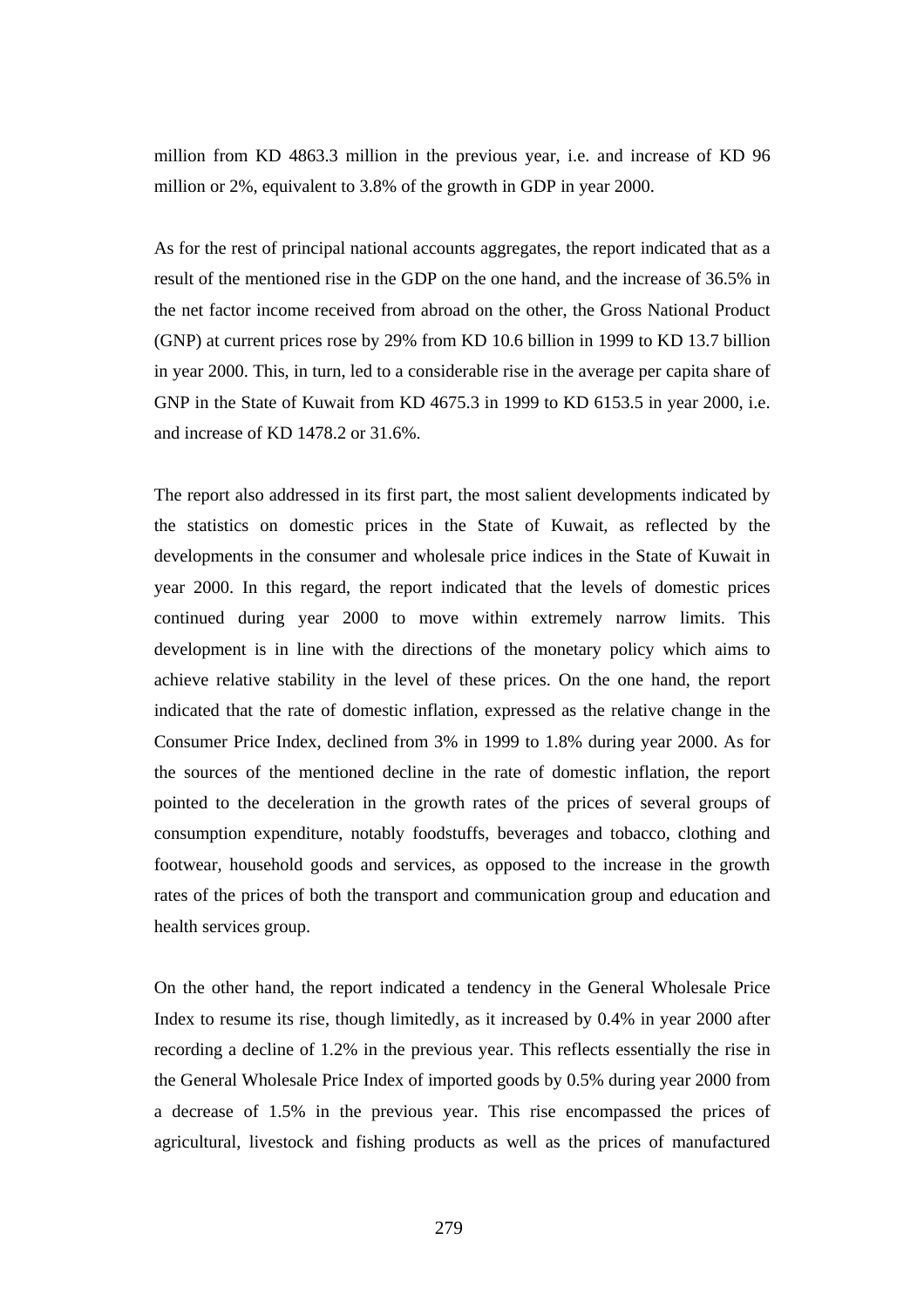million from KD 4863.3 million in the previous year, i.e. and increase of KD 96 million or 2%, equivalent to 3.8% of the growth in GDP in year 2000.

As for the rest of principal national accounts aggregates, the report indicated that as a result of the mentioned rise in the GDP on the one hand, and the increase of 36.5% in the net factor income received from abroad on the other, the Gross National Product (GNP) at current prices rose by 29% from KD 10.6 billion in 1999 to KD 13.7 billion in year 2000. This, in turn, led to a considerable rise in the average per capita share of GNP in the State of Kuwait from KD 4675.3 in 1999 to KD 6153.5 in year 2000, i.e. and increase of KD 1478.2 or 31.6%.

The report also addressed in its first part, the most salient developments indicated by the statistics on domestic prices in the State of Kuwait, as reflected by the developments in the consumer and wholesale price indices in the State of Kuwait in year 2000. In this regard, the report indicated that the levels of domestic prices continued during year 2000 to move within extremely narrow limits. This development is in line with the directions of the monetary policy which aims to achieve relative stability in the level of these prices. On the one hand, the report indicated that the rate of domestic inflation, expressed as the relative change in the Consumer Price Index, declined from 3% in 1999 to 1.8% during year 2000. As for the sources of the mentioned decline in the rate of domestic inflation, the report pointed to the deceleration in the growth rates of the prices of several groups of consumption expenditure, notably foodstuffs, beverages and tobacco, clothing and footwear, household goods and services, as opposed to the increase in the growth rates of the prices of both the transport and communication group and education and health services group.

On the other hand, the report indicated a tendency in the General Wholesale Price Index to resume its rise, though limitedly, as it increased by 0.4% in year 2000 after recording a decline of 1.2% in the previous year. This reflects essentially the rise in the General Wholesale Price Index of imported goods by 0.5% during year 2000 from a decrease of 1.5% in the previous year. This rise encompassed the prices of agricultural, livestock and fishing products as well as the prices of manufactured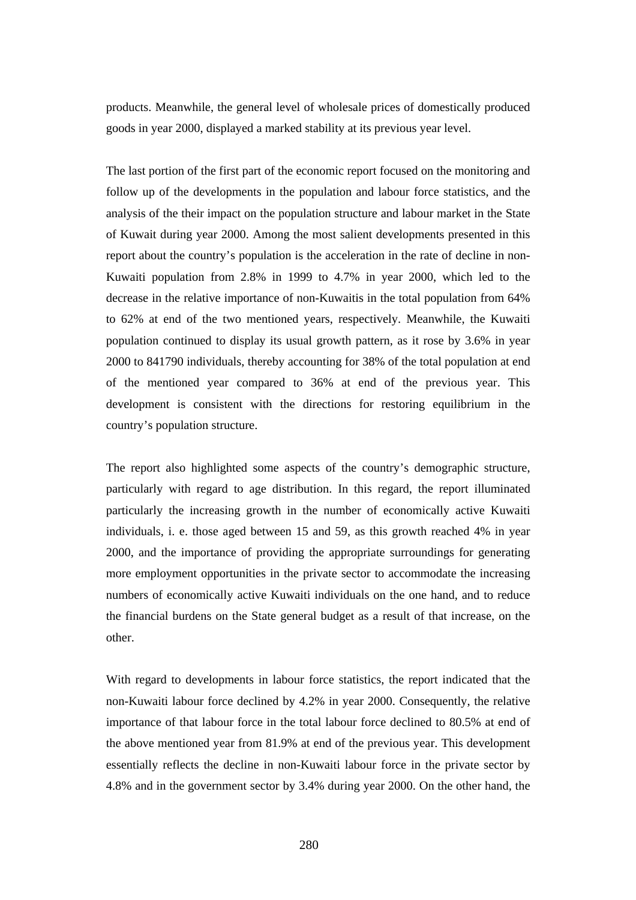products. Meanwhile, the general level of wholesale prices of domestically produced goods in year 2000, displayed a marked stability at its previous year level.

The last portion of the first part of the economic report focused on the monitoring and follow up of the developments in the population and labour force statistics, and the analysis of the their impact on the population structure and labour market in the State of Kuwait during year 2000. Among the most salient developments presented in this report about the country's population is the acceleration in the rate of decline in non-Kuwaiti population from 2.8% in 1999 to 4.7% in year 2000, which led to the decrease in the relative importance of non-Kuwaitis in the total population from 64% to 62% at end of the two mentioned years, respectively. Meanwhile, the Kuwaiti population continued to display its usual growth pattern, as it rose by 3.6% in year 2000 to 841790 individuals, thereby accounting for 38% of the total population at end of the mentioned year compared to 36% at end of the previous year. This development is consistent with the directions for restoring equilibrium in the country's population structure.

The report also highlighted some aspects of the country's demographic structure, particularly with regard to age distribution. In this regard, the report illuminated particularly the increasing growth in the number of economically active Kuwaiti individuals, i. e. those aged between 15 and 59, as this growth reached 4% in year 2000, and the importance of providing the appropriate surroundings for generating more employment opportunities in the private sector to accommodate the increasing numbers of economically active Kuwaiti individuals on the one hand, and to reduce the financial burdens on the State general budget as a result of that increase, on the other.

With regard to developments in labour force statistics, the report indicated that the non-Kuwaiti labour force declined by 4.2% in year 2000. Consequently, the relative importance of that labour force in the total labour force declined to 80.5% at end of the above mentioned year from 81.9% at end of the previous year. This development essentially reflects the decline in non-Kuwaiti labour force in the private sector by 4.8% and in the government sector by 3.4% during year 2000. On the other hand, the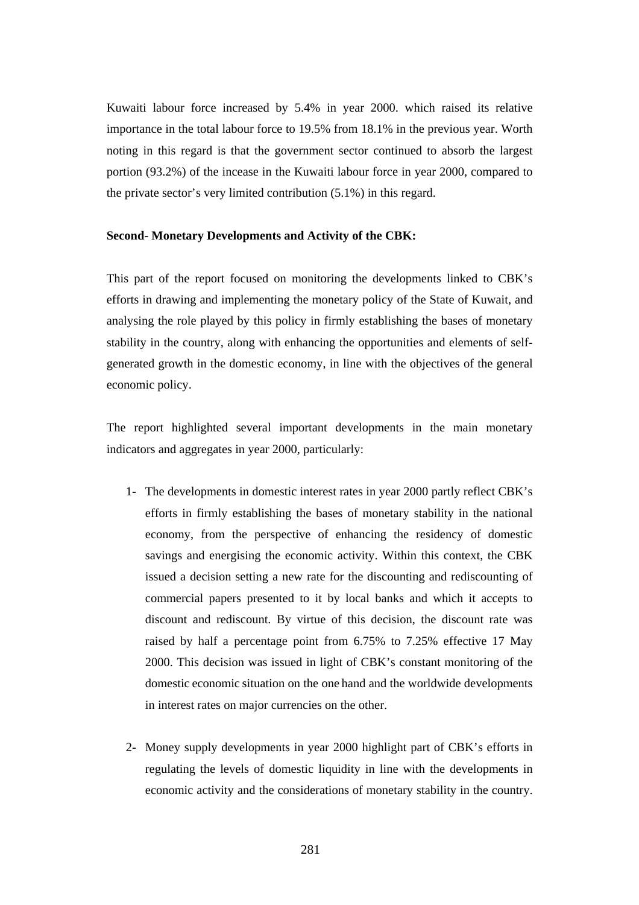Kuwaiti labour force increased by 5.4% in year 2000. which raised its relative importance in the total labour force to 19.5% from 18.1% in the previous year. Worth noting in this regard is that the government sector continued to absorb the largest portion (93.2%) of the incease in the Kuwaiti labour force in year 2000, compared to the private sector's very limited contribution (5.1%) in this regard.

**Second- Monetary Developments and Activity of the CBK:**

This part of the report focused on monitoring the developments linked to CBK's efforts in drawing and implementing the monetary policy of the State of Kuwait, and analysing the role played by this policy in firmly establishing the bases of monetary stability in the country, along with enhancing the opportunities and elements of self-generated growth in the domestic economy, in line with the objectives of the general economic policy.

The report highlighted several important developments in the main monetary indicators and aggregates in year 2000, particularly:

1- The developments in domestic interest rates in year 2000 partly reflect CBK's efforts in firmly establishing the bases of monetary stability in the national economy, from the perspective of enhancing the residency of domestic savings and energising the economic activity. Within this context, the CBK issued a decision setting a new rate for the discounting and rediscounting of commercial papers presented to it by local banks and which it accepts to discount and rediscount. By virtue of this decision, the discount rate was raised by half a percentage point from 6.75% to 7.25% effective 17 May 2000. This decision was issued in light of CBK's constant monitoring of the domestic economic situation on the one hand and the worldwide developments in interest rates on major currencies on the other.

2- Money supply developments in year 2000 highlight part of CBK's efforts in regulating the levels of domestic liquidity in line with the developments in economic activity and the considerations of monetary stability in the country.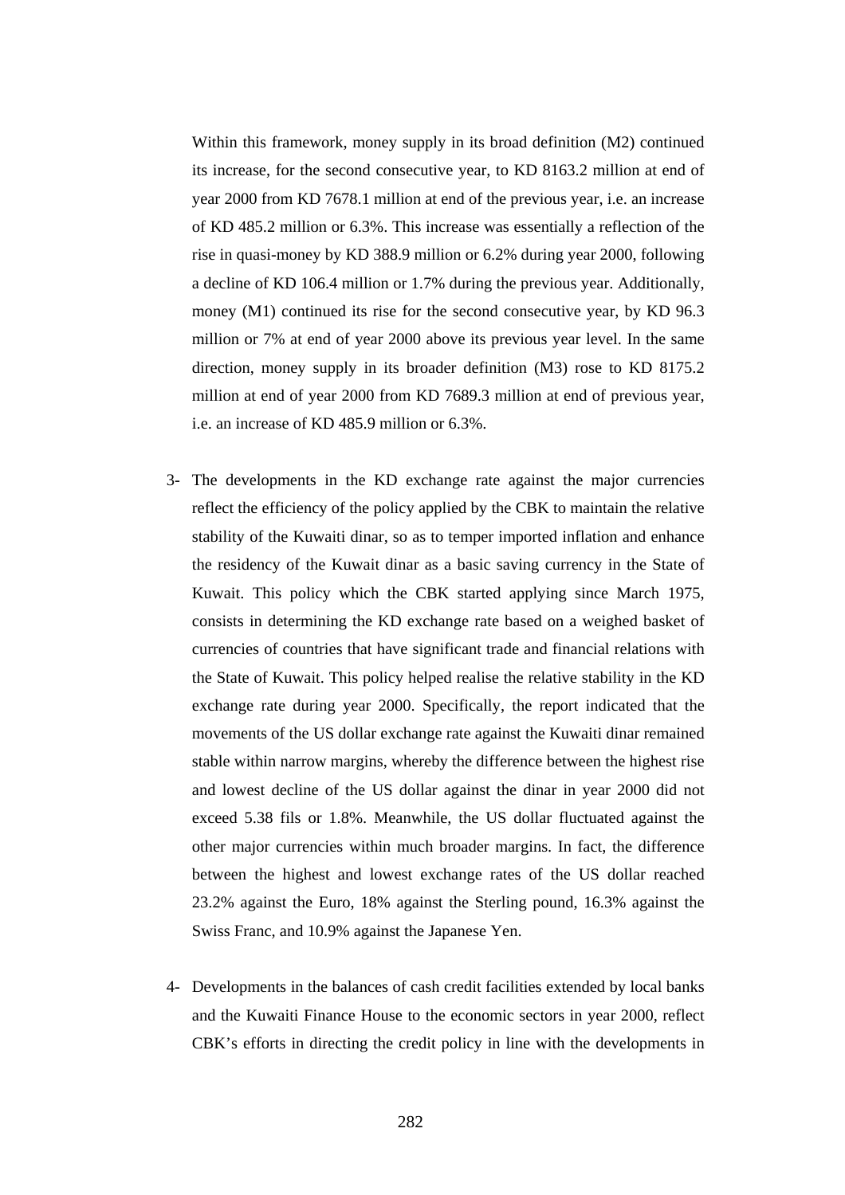Within this framework, money supply in its broad definition (M2) continued its increase, for the second consecutive year, to KD 8163.2 million at end of year 2000 from KD 7678.1 million at end of the previous year, i.e. an increase of KD 485.2 million or 6.3%. This increase was essentially a reflection of the rise in quasi-money by KD 388.9 million or 6.2% during year 2000, following a decline of KD 106.4 million or 1.7% during the previous year. Additionally, money (M1) continued its rise for the second consecutive year, by KD 96.3 million or 7% at end of year 2000 above its previous year level. In the same direction, money supply in its broader definition (M3) rose to KD 8175.2 million at end of year 2000 from KD 7689.3 million at end of previous year, i.e. an increase of KD 485.9 million or 6.3%.

3- The developments in the KD exchange rate against the major currencies reflect the efficiency of the policy applied by the CBK to maintain the relative stability of the Kuwaiti dinar, so as to temper imported inflation and enhance the residency of the Kuwait dinar as a basic saving currency in the State of Kuwait. This policy which the CBK started applying since March 1975, consists in determining the KD exchange rate based on a weighed basket of currencies of countries that have significant trade and financial relations with the State of Kuwait. This policy helped realise the relative stability in the KD exchange rate during year 2000. Specifically, the report indicated that the movements of the US dollar exchange rate against the Kuwaiti dinar remained stable within narrow margins, whereby the difference between the highest rise and lowest decline of the US dollar against the dinar in year 2000 did not exceed 5.38 fils or 1.8%. Meanwhile, the US dollar fluctuated against the other major currencies within much broader margins. In fact, the difference between the highest and lowest exchange rates of the US dollar reached 23.2% against the Euro, 18% against the Sterling pound, 16.3% against the Swiss Franc, and 10.9% against the Japanese Yen.

4- Developments in the balances of cash credit facilities extended by local banks and the Kuwaiti Finance House to the economic sectors in year 2000, reflect CBK's efforts in directing the credit policy in line with the developments in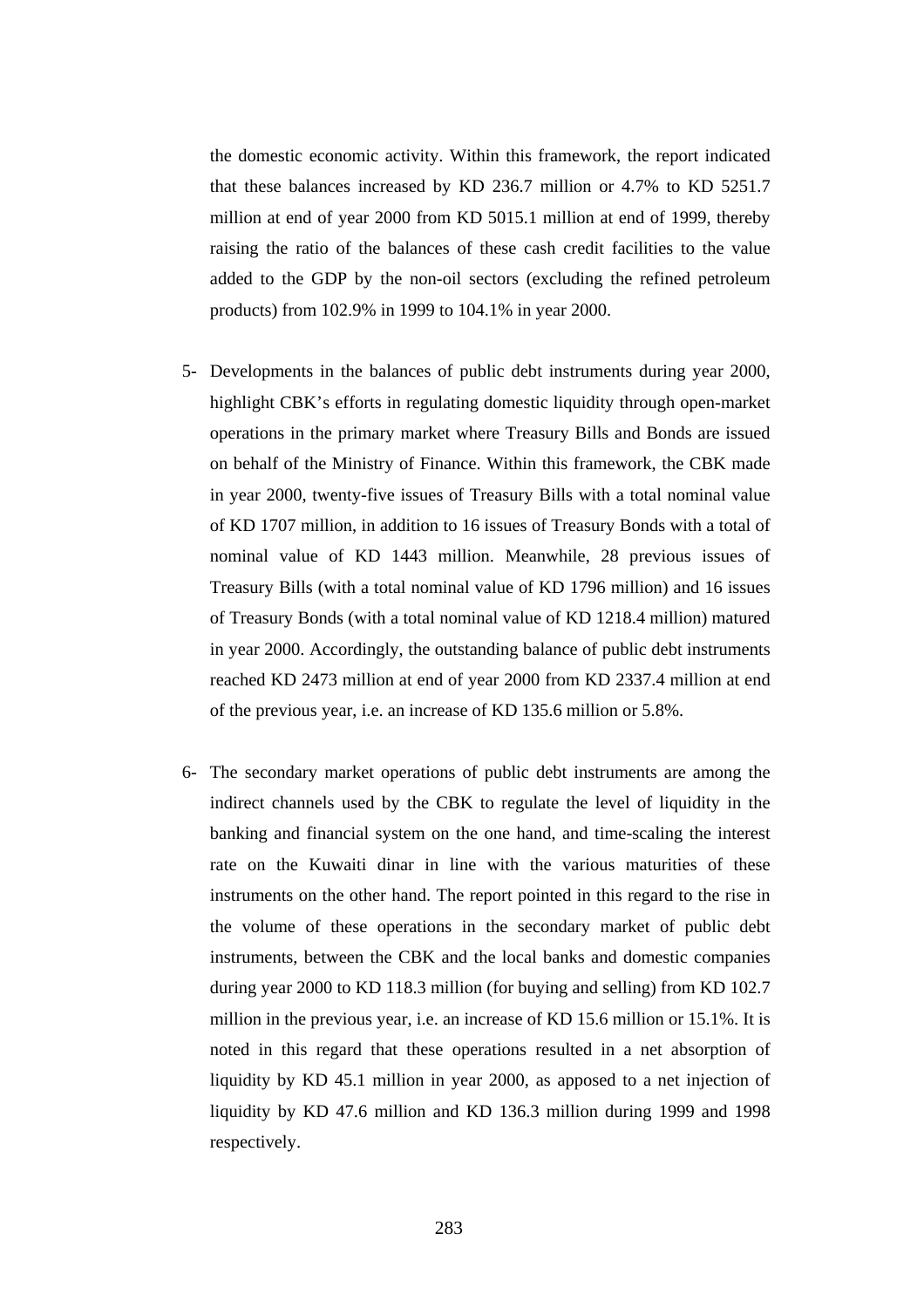the domestic economic activity. Within this framework, the report indicated that these balances increased by KD 236.7 million or 4.7% to KD 5251.7 million at end of year 2000 from KD 5015.1 million at end of 1999, thereby raising the ratio of the balances of these cash credit facilities to the value added to the GDP by the non-oil sectors (excluding the refined petroleum products) from 102.9% in 1999 to 104.1% in year 2000.

5- Developments in the balances of public debt instruments during year 2000, highlight CBK's efforts in regulating domestic liquidity through open-market operations in the primary market where Treasury Bills and Bonds are issued on behalf of the Ministry of Finance. Within this framework, the CBK made in year 2000, twenty-five issues of Treasury Bills with a total nominal value of KD 1707 million, in addition to 16 issues of Treasury Bonds with a total of nominal value of KD 1443 million. Meanwhile, 28 previous issues of Treasury Bills (with a total nominal value of KD 1796 million) and 16 issues of Treasury Bonds (with a total nominal value of KD 1218.4 million) matured in year 2000. Accordingly, the outstanding balance of public debt instruments reached KD 2473 million at end of year 2000 from KD 2337.4 million at end of the previous year, i.e. an increase of KD 135.6 million or 5.8%.

6- The secondary market operations of public debt instruments are among the indirect channels used by the CBK to regulate the level of liquidity in the banking and financial system on the one hand, and time-scaling the interest rate on the Kuwaiti dinar in line with the various maturities of these instruments on the other hand. The report pointed in this regard to the rise in the volume of these operations in the secondary market of public debt instruments, between the CBK and the local banks and domestic companies during year 2000 to KD 118.3 million (for buying and selling) from KD 102.7 million in the previous year, i.e. an increase of KD 15.6 million or 15.1%. It is noted in this regard that these operations resulted in a net absorption of liquidity by KD 45.1 million in year 2000, as apposed to a net injection of liquidity by KD 47.6 million and KD 136.3 million during 1999 and 1998 respectively.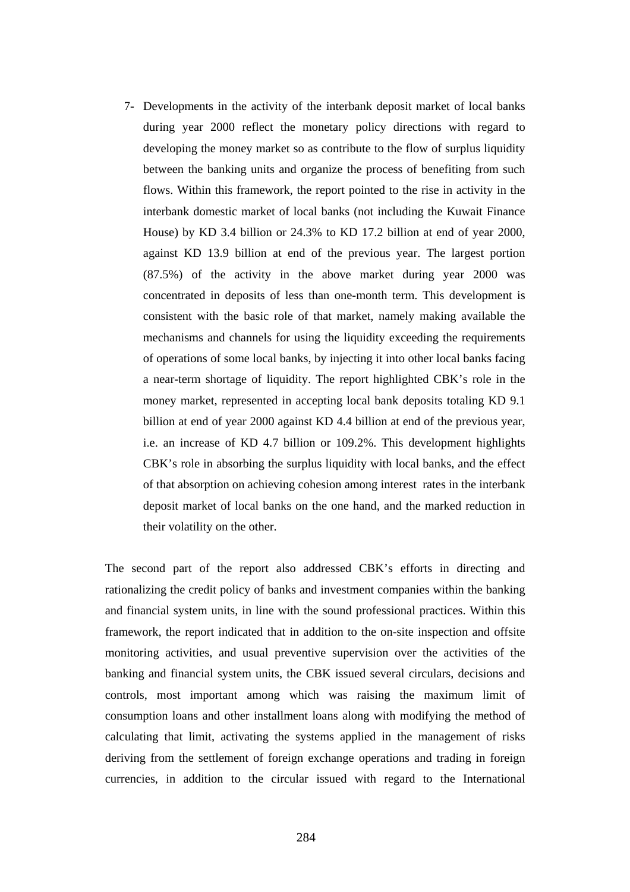7- Developments in the activity of the interbank deposit market of local banks during year 2000 reflect the monetary policy directions with regard to developing the money market so as contribute to the flow of surplus liquidity between the banking units and organize the process of benefiting from such flows. Within this framework, the report pointed to the rise in activity in the interbank domestic market of local banks (not including the Kuwait Finance House) by KD 3.4 billion or 24.3% to KD 17.2 billion at end of year 2000, against KD 13.9 billion at end of the previous year. The largest portion (87.5%) of the activity in the above market during year 2000 was concentrated in deposits of less than one-month term. This development is consistent with the basic role of that market, namely making available the mechanisms and channels for using the liquidity exceeding the requirements of operations of some local banks, by injecting it into other local banks facing a near-term shortage of liquidity. The report highlighted CBK's role in the money market, represented in accepting local bank deposits totaling KD 9.1 billion at end of year 2000 against KD 4.4 billion at end of the previous year, i.e. an increase of KD 4.7 billion or 109.2%. This development highlights CBK's role in absorbing the surplus liquidity with local banks, and the effect of that absorption on achieving cohesion among interest rates in the interbank deposit market of local banks on the one hand, and the marked reduction in their volatility on the other.

The second part of the report also addressed CBK's efforts in directing and rationalizing the credit policy of banks and investment companies within the banking and financial system units, in line with the sound professional practices. Within this framework, the report indicated that in addition to the on-site inspection and offsite monitoring activities, and usual preventive supervision over the activities of the banking and financial system units, the CBK issued several circulars, decisions and controls, most important among which was raising the maximum limit of consumption loans and other installment loans along with modifying the method of calculating that limit, activating the systems applied in the management of risks deriving from the settlement of foreign exchange operations and trading in foreign currencies, in addition to the circular issued with regard to the International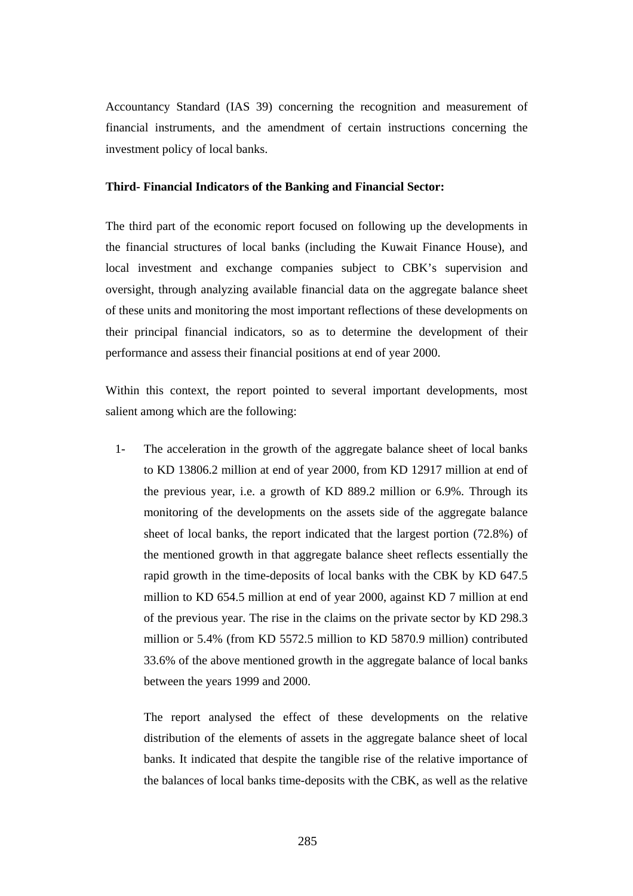Accountancy Standard (IAS 39) concerning the recognition and measurement of financial instruments, and the amendment of certain instructions concerning the investment policy of local banks.

**Third- Financial Indicators of the Banking and Financial Sector:**

The third part of the economic report focused on following up the developments in the financial structures of local banks (including the Kuwait Finance House), and local investment and exchange companies subject to CBK's supervision and oversight, through analyzing available financial data on the aggregate balance sheet of these units and monitoring the most important reflections of these developments on their principal financial indicators, so as to determine the development of their performance and assess their financial positions at end of year 2000.

Within this context, the report pointed to several important developments, most salient among which are the following:

1- The acceleration in the growth of the aggregate balance sheet of local banks to KD 13806.2 million at end of year 2000, from KD 12917 million at end of the previous year, i.e. a growth of KD 889.2 million or 6.9%. Through its monitoring of the developments on the assets side of the aggregate balance sheet of local banks, the report indicated that the largest portion (72.8%) of the mentioned growth in that aggregate balance sheet reflects essentially the rapid growth in the time-deposits of local banks with the CBK by KD 647.5 million to KD 654.5 million at end of year 2000, against KD 7 million at end of the previous year. The rise in the claims on the private sector by KD 298.3 million or 5.4% (from KD 5572.5 million to KD 5870.9 million) contributed 33.6% of the above mentioned growth in the aggregate balance of local banks between the years 1999 and 2000.

   The report analysed the effect of these developments on the relative distribution of the elements of assets in the aggregate balance sheet of local banks. It indicated that despite the tangible rise of the relative importance of the balances of local banks time-deposits with the CBK, as well as the relative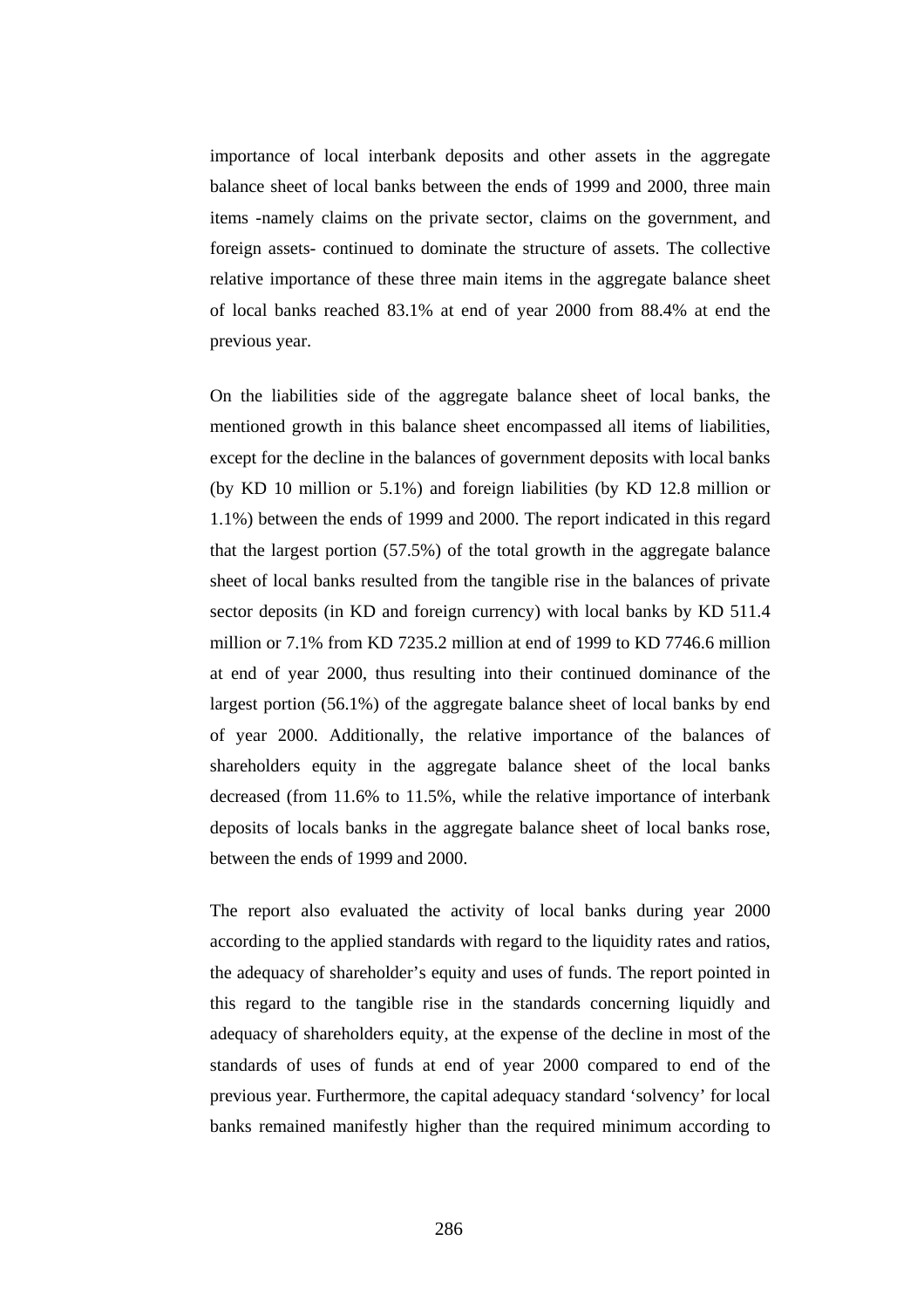importance of local interbank deposits and other assets in the aggregate balance sheet of local banks between the ends of 1999 and 2000, three main items -namely claims on the private sector, claims on the government, and foreign assets- continued to dominate the structure of assets. The collective relative importance of these three main items in the aggregate balance sheet of local banks reached 83.1% at end of year 2000 from 88.4% at end the previous year.

On the liabilities side of the aggregate balance sheet of local banks, the mentioned growth in this balance sheet encompassed all items of liabilities, except for the decline in the balances of government deposits with local banks (by KD 10 million or 5.1%) and foreign liabilities (by KD 12.8 million or 1.1%) between the ends of 1999 and 2000. The report indicated in this regard that the largest portion (57.5%) of the total growth in the aggregate balance sheet of local banks resulted from the tangible rise in the balances of private sector deposits (in KD and foreign currency) with local banks by KD 511.4 million or 7.1% from KD 7235.2 million at end of 1999 to KD 7746.6 million at end of year 2000, thus resulting into their continued dominance of the largest portion (56.1%) of the aggregate balance sheet of local banks by end of year 2000. Additionally, the relative importance of the balances of shareholders equity in the aggregate balance sheet of the local banks decreased (from 11.6% to 11.5%, while the relative importance of interbank deposits of locals banks in the aggregate balance sheet of local banks rose, between the ends of 1999 and 2000.

The report also evaluated the activity of local banks during year 2000 according to the applied standards with regard to the liquidity rates and ratios, the adequacy of shareholder's equity and uses of funds. The report pointed in this regard to the tangible rise in the standards concerning liquidly and adequacy of shareholders equity, at the expense of the decline in most of the standards of uses of funds at end of year 2000 compared to end of the previous year. Furthermore, the capital adequacy standard 'solvency' for local banks remained manifestly higher than the required minimum according to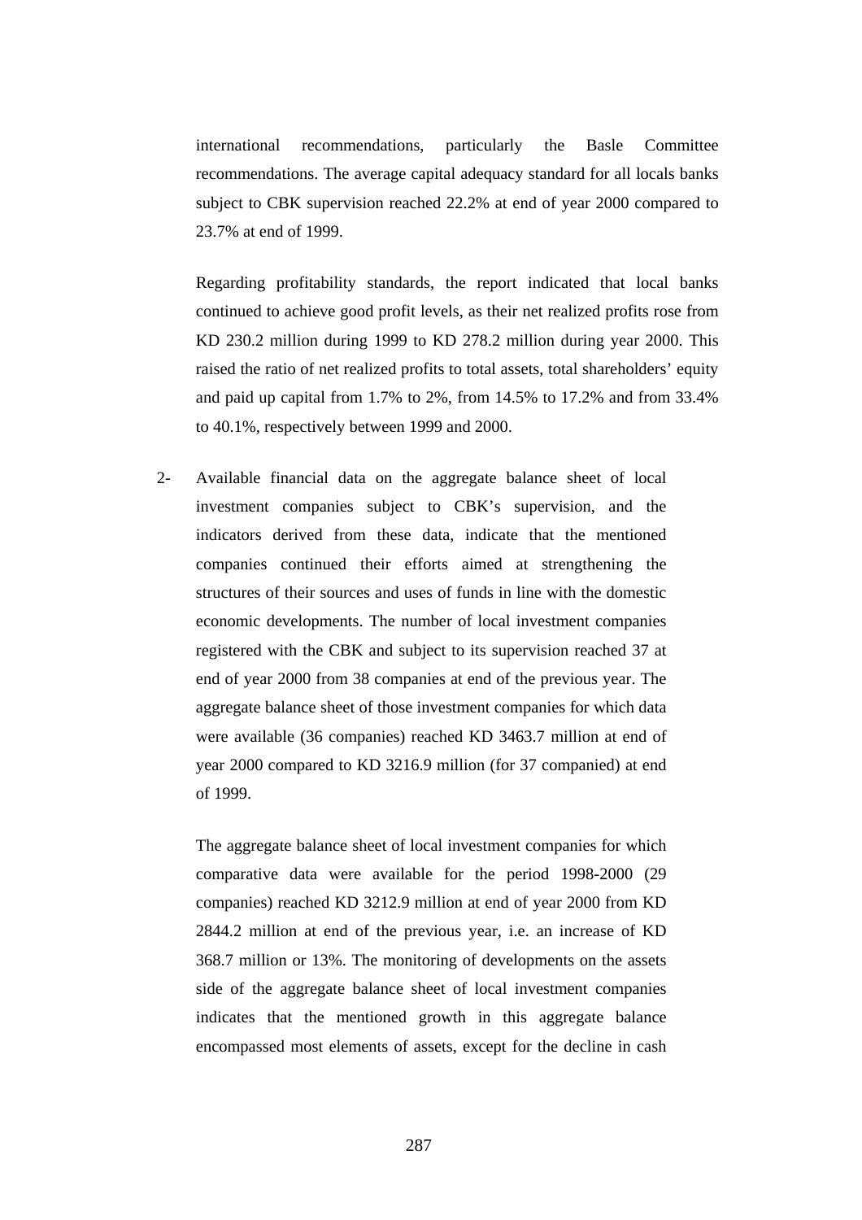international recommendations, particularly the Basle Committee recommendations. The average capital adequacy standard for all locals banks subject to CBK supervision reached 22.2% at end of year 2000 compared to 23.7% at end of 1999.

Regarding profitability standards, the report indicated that local banks continued to achieve good profit levels, as their net realized profits rose from KD 230.2 million during 1999 to KD 278.2 million during year 2000. This raised the ratio of net realized profits to total assets, total shareholders' equity and paid up capital from 1.7% to 2%, from 14.5% to 17.2% and from 33.4% to 40.1%, respectively between 1999 and 2000.

2- Available financial data on the aggregate balance sheet of local investment companies subject to CBK's supervision, and the indicators derived from these data, indicate that the mentioned companies continued their efforts aimed at strengthening the structures of their sources and uses of funds in line with the domestic economic developments. The number of local investment companies registered with the CBK and subject to its supervision reached 37 at end of year 2000 from 38 companies at end of the previous year. The aggregate balance sheet of those investment companies for which data were available (36 companies) reached KD 3463.7 million at end of year 2000 compared to KD 3216.9 million (for 37 companied) at end of 1999.

The aggregate balance sheet of local investment companies for which comparative data were available for the period 1998-2000 (29 companies) reached KD 3212.9 million at end of year 2000 from KD 2844.2 million at end of the previous year, i.e. an increase of KD 368.7 million or 13%. The monitoring of developments on the assets side of the aggregate balance sheet of local investment companies indicates that the mentioned growth in this aggregate balance encompassed most elements of assets, except for the decline in cash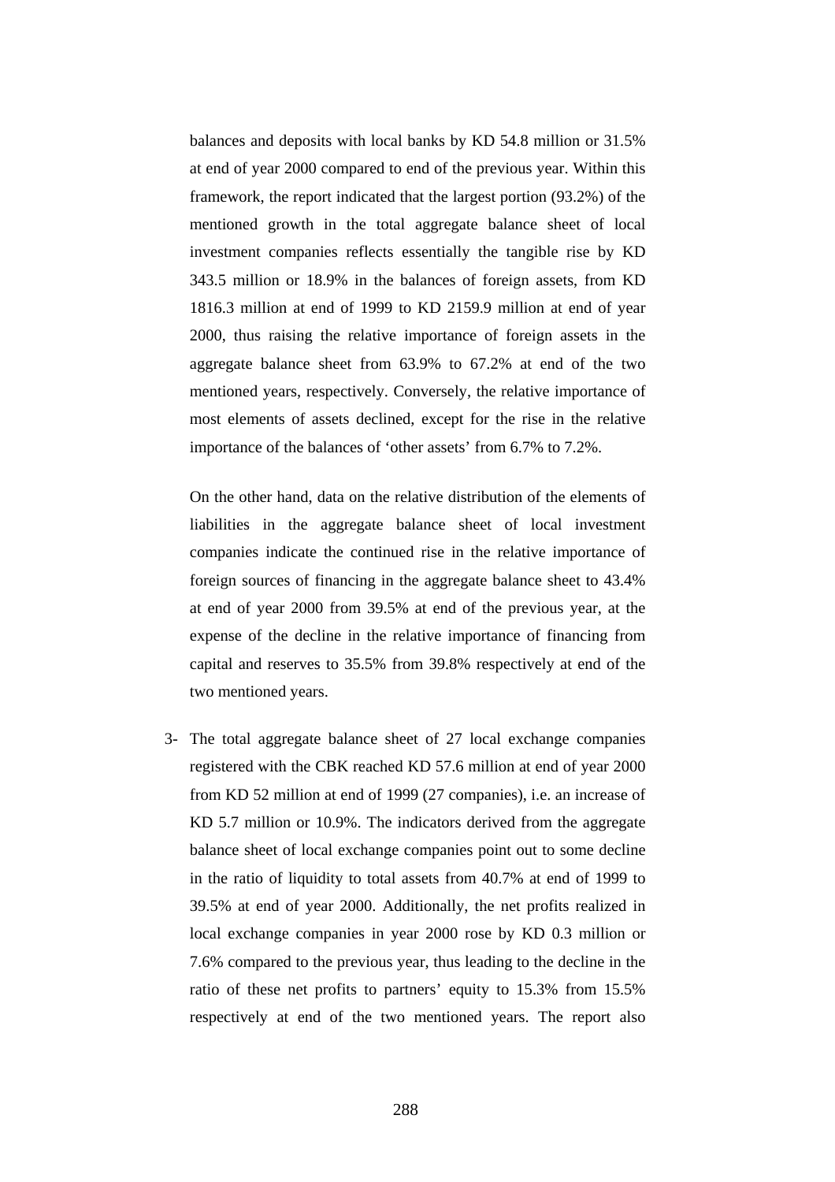balances and deposits with local banks by KD 54.8 million or 31.5% at end of year 2000 compared to end of the previous year. Within this framework, the report indicated that the largest portion (93.2%) of the mentioned growth in the total aggregate balance sheet of local investment companies reflects essentially the tangible rise by KD 343.5 million or 18.9% in the balances of foreign assets, from KD 1816.3 million at end of 1999 to KD 2159.9 million at end of year 2000, thus raising the relative importance of foreign assets in the aggregate balance sheet from 63.9% to 67.2% at end of the two mentioned years, respectively. Conversely, the relative importance of most elements of assets declined, except for the rise in the relative importance of the balances of 'other assets' from 6.7% to 7.2%.

On the other hand, data on the relative distribution of the elements of liabilities in the aggregate balance sheet of local investment companies indicate the continued rise in the relative importance of foreign sources of financing in the aggregate balance sheet to 43.4% at end of year 2000 from 39.5% at end of the previous year, at the expense of the decline in the relative importance of financing from capital and reserves to 35.5% from 39.8% respectively at end of the two mentioned years.

3- The total aggregate balance sheet of 27 local exchange companies registered with the CBK reached KD 57.6 million at end of year 2000 from KD 52 million at end of 1999 (27 companies), i.e. an increase of KD 5.7 million or 10.9%. The indicators derived from the aggregate balance sheet of local exchange companies point out to some decline in the ratio of liquidity to total assets from 40.7% at end of 1999 to 39.5% at end of year 2000. Additionally, the net profits realized in local exchange companies in year 2000 rose by KD 0.3 million or 7.6% compared to the previous year, thus leading to the decline in the ratio of these net profits to partners' equity to 15.3% from 15.5% respectively at end of the two mentioned years. The report also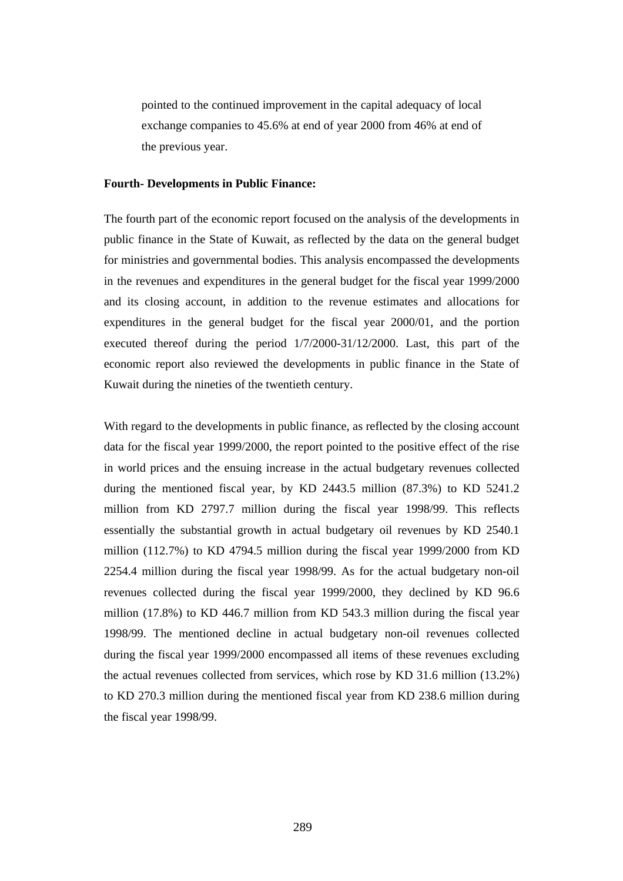pointed to the continued improvement in the capital adequacy of local exchange companies to 45.6% at end of year 2000 from 46% at end of the previous year.

**Fourth- Developments in Public Finance:**

The fourth part of the economic report focused on the analysis of the developments in public finance in the State of Kuwait, as reflected by the data on the general budget for ministries and governmental bodies. This analysis encompassed the developments in the revenues and expenditures in the general budget for the fiscal year 1999/2000 and its closing account, in addition to the revenue estimates and allocations for expenditures in the general budget for the fiscal year 2000/01, and the portion executed thereof during the period 1/7/2000-31/12/2000. Last, this part of the economic report also reviewed the developments in public finance in the State of Kuwait during the nineties of the twentieth century.

With regard to the developments in public finance, as reflected by the closing account data for the fiscal year 1999/2000, the report pointed to the positive effect of the rise in world prices and the ensuing increase in the actual budgetary revenues collected during the mentioned fiscal year, by KD 2443.5 million (87.3%) to KD 5241.2 million from KD 2797.7 million during the fiscal year 1998/99. This reflects essentially the substantial growth in actual budgetary oil revenues by KD 2540.1 million (112.7%) to KD 4794.5 million during the fiscal year 1999/2000 from KD 2254.4 million during the fiscal year 1998/99. As for the actual budgetary non-oil revenues collected during the fiscal year 1999/2000, they declined by KD 96.6 million (17.8%) to KD 446.7 million from KD 543.3 million during the fiscal year 1998/99. The mentioned decline in actual budgetary non-oil revenues collected during the fiscal year 1999/2000 encompassed all items of these revenues excluding the actual revenues collected from services, which rose by KD 31.6 million (13.2%) to KD 270.3 million during the mentioned fiscal year from KD 238.6 million during the fiscal year 1998/99.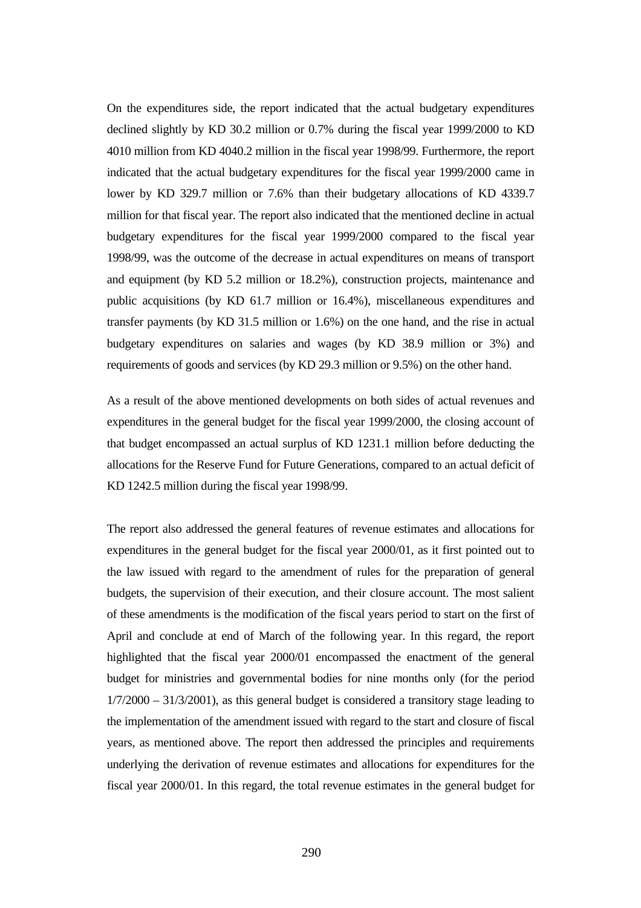On the expenditures side, the report indicated that the actual budgetary expenditures declined slightly by KD 30.2 million or 0.7% during the fiscal year 1999/2000 to KD 4010 million from KD 4040.2 million in the fiscal year 1998/99. Furthermore, the report indicated that the actual budgetary expenditures for the fiscal year 1999/2000 came in lower by KD 329.7 million or 7.6% than their budgetary allocations of KD 4339.7 million for that fiscal year. The report also indicated that the mentioned decline in actual budgetary expenditures for the fiscal year 1999/2000 compared to the fiscal year 1998/99, was the outcome of the decrease in actual expenditures on means of transport and equipment (by KD 5.2 million or 18.2%), construction projects, maintenance and public acquisitions (by KD 61.7 million or 16.4%), miscellaneous expenditures and transfer payments (by KD 31.5 million or 1.6%) on the one hand, and the rise in actual budgetary expenditures on salaries and wages (by KD 38.9 million or 3%) and requirements of goods and services (by KD 29.3 million or 9.5%) on the other hand.

As a result of the above mentioned developments on both sides of actual revenues and expenditures in the general budget for the fiscal year 1999/2000, the closing account of that budget encompassed an actual surplus of KD 1231.1 million before deducting the allocations for the Reserve Fund for Future Generations, compared to an actual deficit of KD 1242.5 million during the fiscal year 1998/99.

The report also addressed the general features of revenue estimates and allocations for expenditures in the general budget for the fiscal year 2000/01, as it first pointed out to the law issued with regard to the amendment of rules for the preparation of general budgets, the supervision of their execution, and their closure account. The most salient of these amendments is the modification of the fiscal years period to start on the first of April and conclude at end of March of the following year. In this regard, the report highlighted that the fiscal year 2000/01 encompassed the enactment of the general budget for ministries and governmental bodies for nine months only (for the period 1/7/2000 – 31/3/2001), as this general budget is considered a transitory stage leading to the implementation of the amendment issued with regard to the start and closure of fiscal years, as mentioned above. The report then addressed the principles and requirements underlying the derivation of revenue estimates and allocations for expenditures for the fiscal year 2000/01. In this regard, the total revenue estimates in the general budget for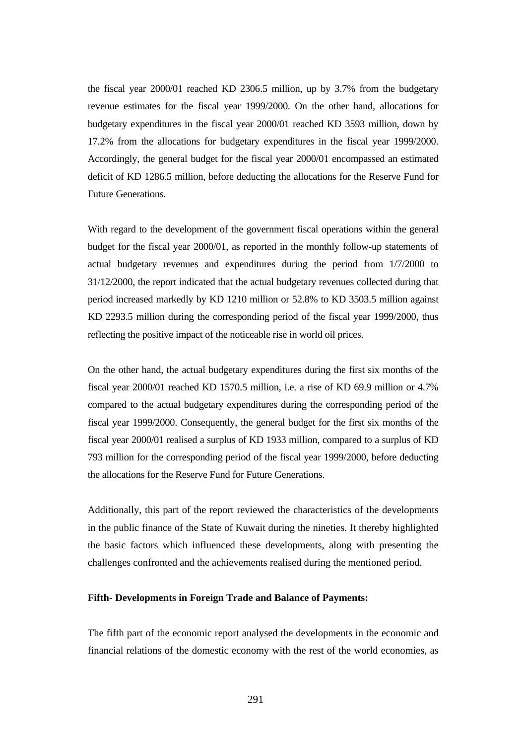the fiscal year 2000/01 reached KD 2306.5 million, up by 3.7% from the budgetary revenue estimates for the fiscal year 1999/2000. On the other hand, allocations for budgetary expenditures in the fiscal year 2000/01 reached KD 3593 million, down by 17.2% from the allocations for budgetary expenditures in the fiscal year 1999/2000. Accordingly, the general budget for the fiscal year 2000/01 encompassed an estimated deficit of KD 1286.5 million, before deducting the allocations for the Reserve Fund for Future Generations.

With regard to the development of the government fiscal operations within the general budget for the fiscal year 2000/01, as reported in the monthly follow-up statements of actual budgetary revenues and expenditures during the period from 1/7/2000 to 31/12/2000, the report indicated that the actual budgetary revenues collected during that period increased markedly by KD 1210 million or 52.8% to KD 3503.5 million against KD 2293.5 million during the corresponding period of the fiscal year 1999/2000, thus reflecting the positive impact of the noticeable rise in world oil prices.

On the other hand, the actual budgetary expenditures during the first six months of the fiscal year 2000/01 reached KD 1570.5 million, i.e. a rise of KD 69.9 million or 4.7% compared to the actual budgetary expenditures during the corresponding period of the fiscal year 1999/2000. Consequently, the general budget for the first six months of the fiscal year 2000/01 realised a surplus of KD 1933 million, compared to a surplus of KD 793 million for the corresponding period of the fiscal year 1999/2000, before deducting the allocations for the Reserve Fund for Future Generations.

Additionally, this part of the report reviewed the characteristics of the developments in the public finance of the State of Kuwait during the nineties. It thereby highlighted the basic factors which influenced these developments, along with presenting the challenges confronted and the achievements realised during the mentioned period.

**Fifth- Developments in Foreign Trade and Balance of Payments:**

The fifth part of the economic report analysed the developments in the economic and financial relations of the domestic economy with the rest of the world economies, as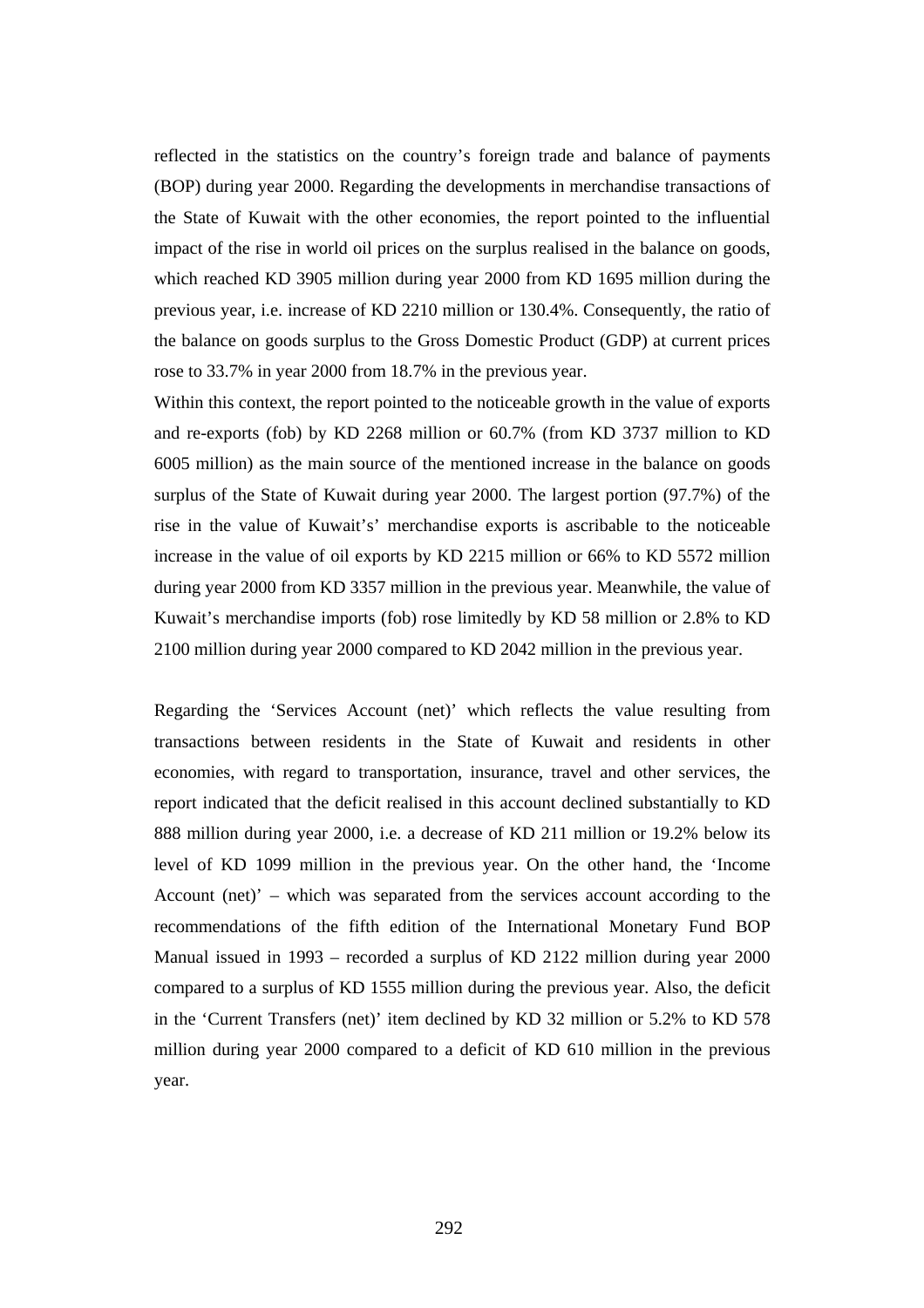reflected in the statistics on the country's foreign trade and balance of payments (BOP) during year 2000. Regarding the developments in merchandise transactions of the State of Kuwait with the other economies, the report pointed to the influential impact of the rise in world oil prices on the surplus realised in the balance on goods, which reached KD 3905 million during year 2000 from KD 1695 million during the previous year, i.e. increase of KD 2210 million or 130.4%. Consequently, the ratio of the balance on goods surplus to the Gross Domestic Product (GDP) at current prices rose to 33.7% in year 2000 from 18.7% in the previous year.

Within this context, the report pointed to the noticeable growth in the value of exports and re-exports (fob) by KD 2268 million or 60.7% (from KD 3737 million to KD 6005 million) as the main source of the mentioned increase in the balance on goods surplus of the State of Kuwait during year 2000. The largest portion (97.7%) of the rise in the value of Kuwait's' merchandise exports is ascribable to the noticeable increase in the value of oil exports by KD 2215 million or 66% to KD 5572 million during year 2000 from KD 3357 million in the previous year. Meanwhile, the value of Kuwait's merchandise imports (fob) rose limitedly by KD 58 million or 2.8% to KD 2100 million during year 2000 compared to KD 2042 million in the previous year.

Regarding the 'Services Account (net)' which reflects the value resulting from transactions between residents in the State of Kuwait and residents in other economies, with regard to transportation, insurance, travel and other services, the report indicated that the deficit realised in this account declined substantially to KD 888 million during year 2000, i.e. a decrease of KD 211 million or 19.2% below its level of KD 1099 million in the previous year. On the other hand, the 'Income Account (net)' – which was separated from the services account according to the recommendations of the fifth edition of the International Monetary Fund BOP Manual issued in 1993 – recorded a surplus of KD 2122 million during year 2000 compared to a surplus of KD 1555 million during the previous year. Also, the deficit in the 'Current Transfers (net)' item declined by KD 32 million or 5.2% to KD 578 million during year 2000 compared to a deficit of KD 610 million in the previous year.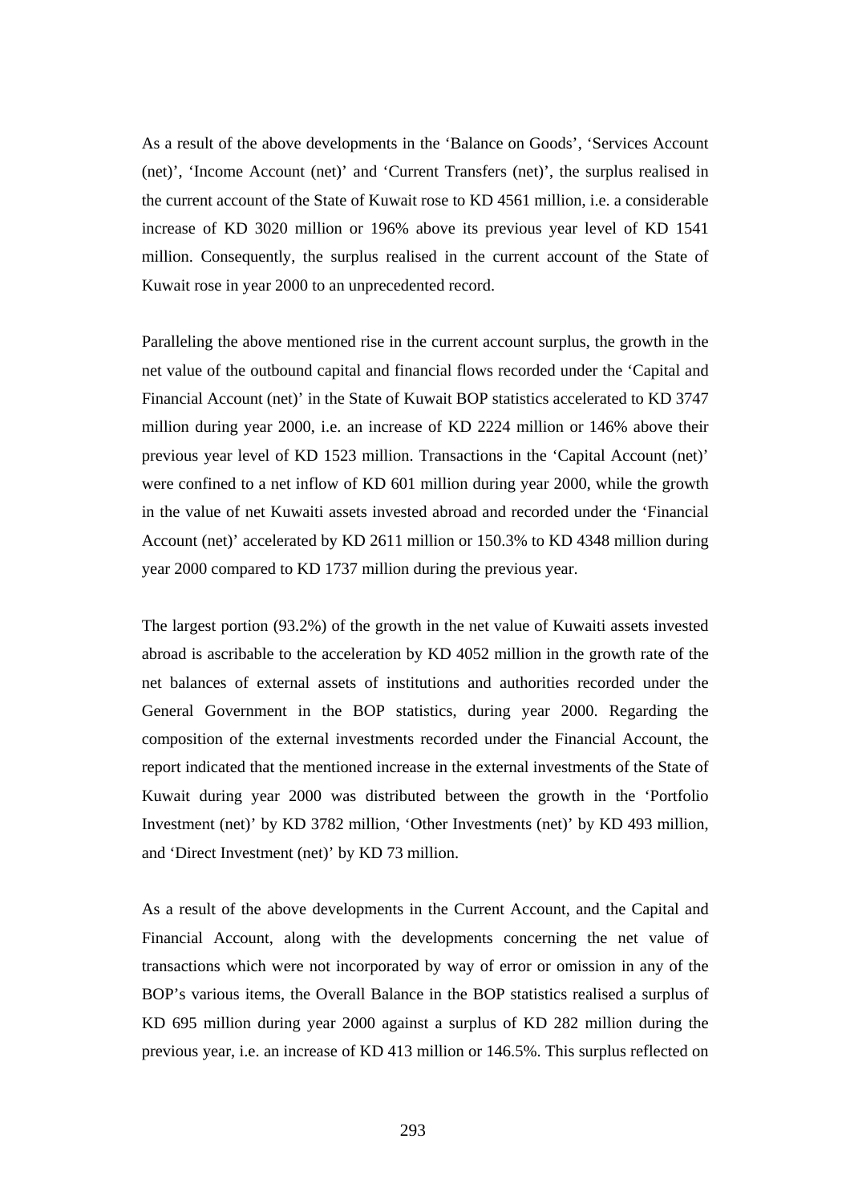As a result of the above developments in the ‘Balance on Goods’, ‘Services Account (net)’, ‘Income Account (net)’ and ‘Current Transfers (net)’, the surplus realised in the current account of the State of Kuwait rose to KD 4561 million, i.e. a considerable increase of KD 3020 million or 196% above its previous year level of KD 1541 million. Consequently, the surplus realised in the current account of the State of Kuwait rose in year 2000 to an unprecedented record.

Paralleling the above mentioned rise in the current account surplus, the growth in the net value of the outbound capital and financial flows recorded under the ‘Capital and Financial Account (net)’ in the State of Kuwait BOP statistics accelerated to KD 3747 million during year 2000, i.e. an increase of KD 2224 million or 146% above their previous year level of KD 1523 million. Transactions in the ‘Capital Account (net)’ were confined to a net inflow of KD 601 million during year 2000, while the growth in the value of net Kuwaiti assets invested abroad and recorded under the ‘Financial Account (net)’ accelerated by KD 2611 million or 150.3% to KD 4348 million during year 2000 compared to KD 1737 million during the previous year.

The largest portion (93.2%) of the growth in the net value of Kuwaiti assets invested abroad is ascribable to the acceleration by KD 4052 million in the growth rate of the net balances of external assets of institutions and authorities recorded under the General Government in the BOP statistics, during year 2000. Regarding the composition of the external investments recorded under the Financial Account, the report indicated that the mentioned increase in the external investments of the State of Kuwait during year 2000 was distributed between the growth in the ‘Portfolio Investment (net)’ by KD 3782 million, ‘Other Investments (net)’ by KD 493 million, and ‘Direct Investment (net)’ by KD 73 million.

As a result of the above developments in the Current Account, and the Capital and Financial Account, along with the developments concerning the net value of transactions which were not incorporated by way of error or omission in any of the BOP’s various items, the Overall Balance in the BOP statistics realised a surplus of KD 695 million during year 2000 against a surplus of KD 282 million during the previous year, i.e. an increase of KD 413 million or 146.5%. This surplus reflected on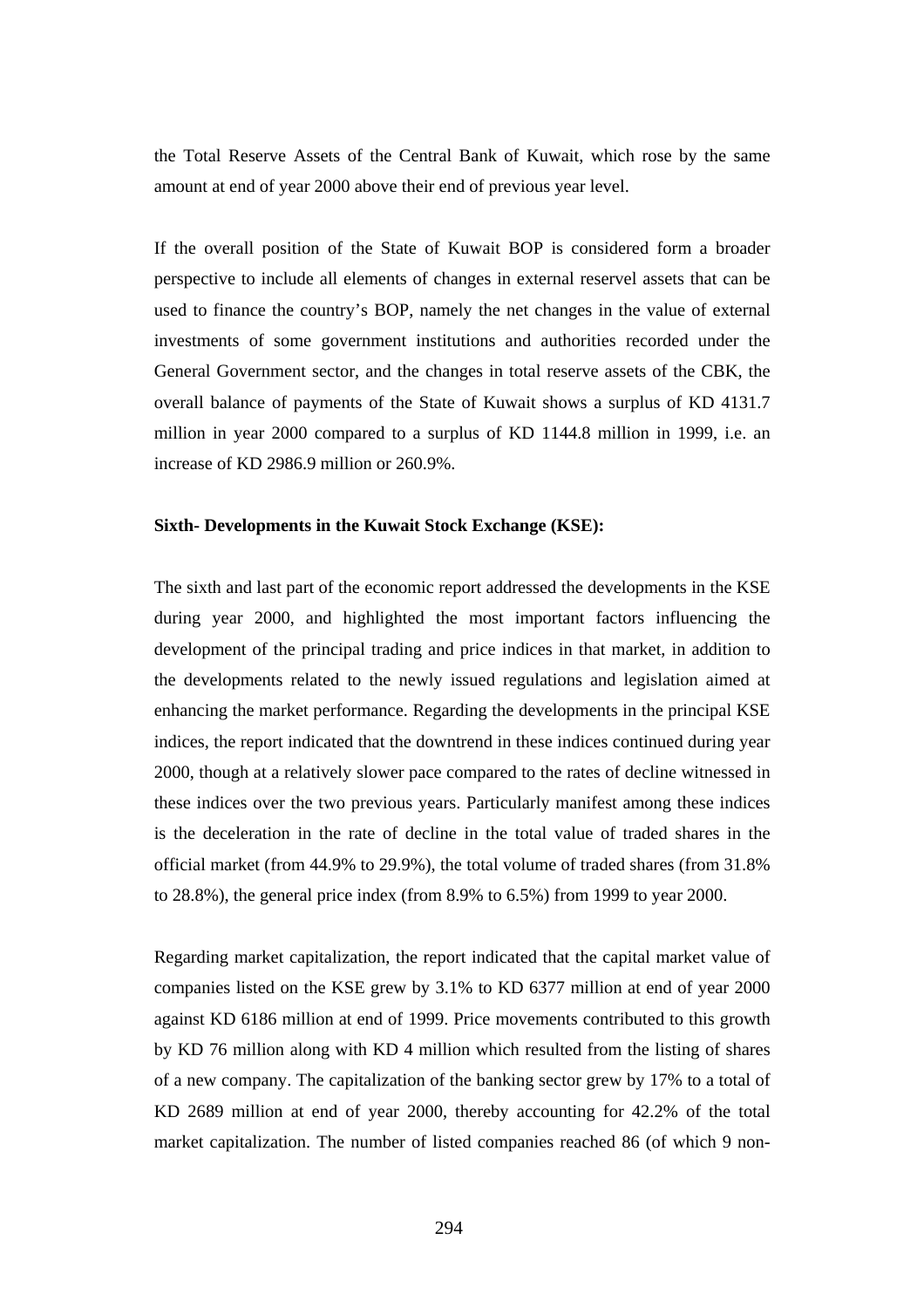the Total Reserve Assets of the Central Bank of Kuwait, which rose by the same amount at end of year 2000 above their end of previous year level.

If the overall position of the State of Kuwait BOP is considered form a broader perspective to include all elements of changes in external reservel assets that can be used to finance the country's BOP, namely the net changes in the value of external investments of some government institutions and authorities recorded under the General Government sector, and the changes in total reserve assets of the CBK, the overall balance of payments of the State of Kuwait shows a surplus of KD 4131.7 million in year 2000 compared to a surplus of KD 1144.8 million in 1999, i.e. an increase of KD 2986.9 million or 260.9%.

**Sixth- Developments in the Kuwait Stock Exchange (KSE):**

The sixth and last part of the economic report addressed the developments in the KSE during year 2000, and highlighted the most important factors influencing the development of the principal trading and price indices in that market, in addition to the developments related to the newly issued regulations and legislation aimed at enhancing the market performance. Regarding the developments in the principal KSE indices, the report indicated that the downtrend in these indices continued during year 2000, though at a relatively slower pace compared to the rates of decline witnessed in these indices over the two previous years. Particularly manifest among these indices is the deceleration in the rate of decline in the total value of traded shares in the official market (from 44.9% to 29.9%), the total volume of traded shares (from 31.8% to 28.8%), the general price index (from 8.9% to 6.5%) from 1999 to year 2000.

Regarding market capitalization, the report indicated that the capital market value of companies listed on the KSE grew by 3.1% to KD 6377 million at end of year 2000 against KD 6186 million at end of 1999. Price movements contributed to this growth by KD 76 million along with KD 4 million which resulted from the listing of shares of a new company. The capitalization of the banking sector grew by 17% to a total of KD 2689 million at end of year 2000, thereby accounting for 42.2% of the total market capitalization. The number of listed companies reached 86 (of which 9 non-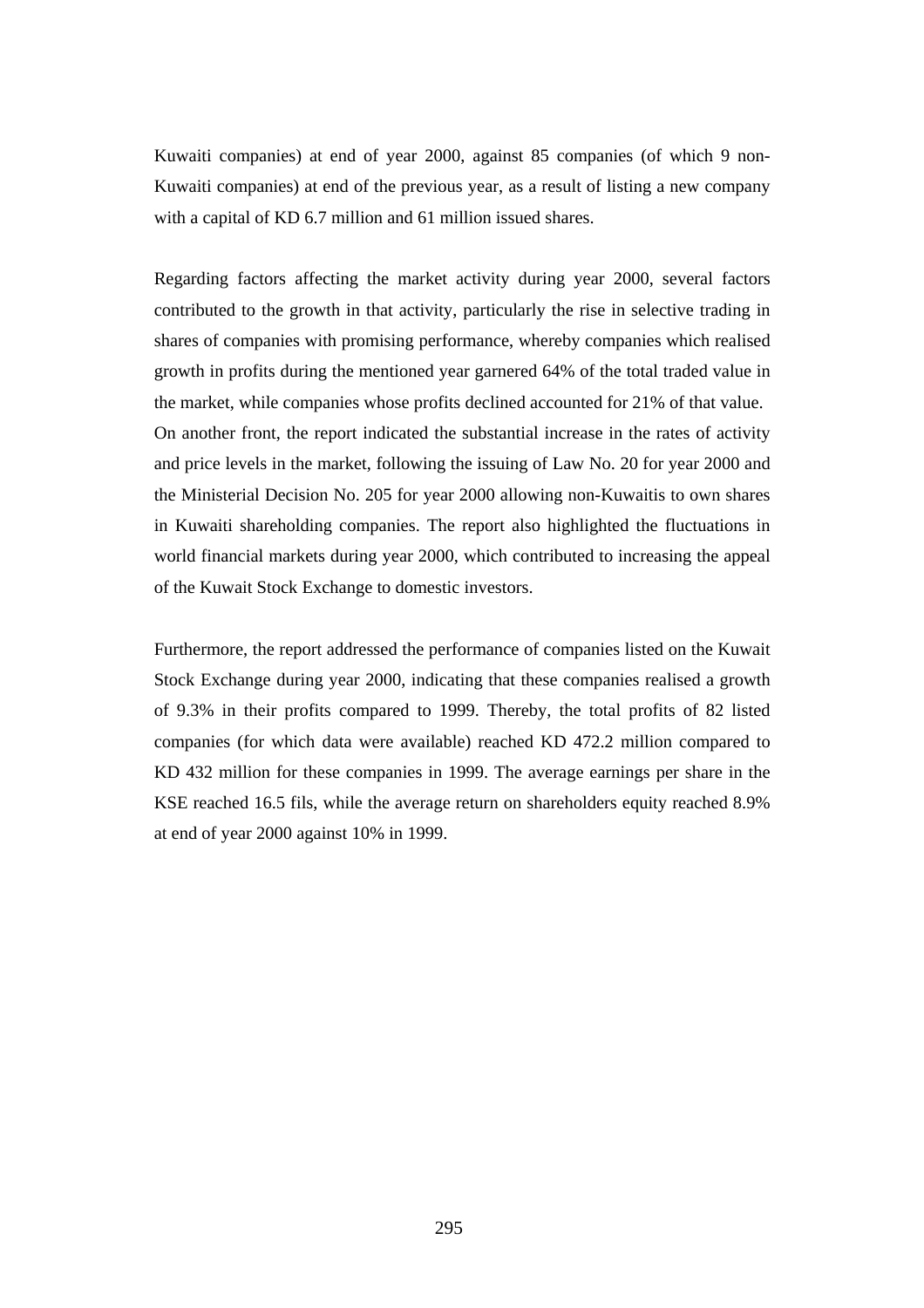Kuwaiti companies) at end of year 2000, against 85 companies (of which 9 non-Kuwaiti companies) at end of the previous year, as a result of listing a new company with a capital of KD 6.7 million and 61 million issued shares.

Regarding factors affecting the market activity during year 2000, several factors contributed to the growth in that activity, particularly the rise in selective trading in shares of companies with promising performance, whereby companies which realised growth in profits during the mentioned year garnered 64% of the total traded value in the market, while companies whose profits declined accounted for 21% of that value. On another front, the report indicated the substantial increase in the rates of activity and price levels in the market, following the issuing of Law No. 20 for year 2000 and the Ministerial Decision No. 205 for year 2000 allowing non-Kuwaitis to own shares in Kuwaiti shareholding companies. The report also highlighted the fluctuations in world financial markets during year 2000, which contributed to increasing the appeal of the Kuwait Stock Exchange to domestic investors.

Furthermore, the report addressed the performance of companies listed on the Kuwait Stock Exchange during year 2000, indicating that these companies realised a growth of 9.3% in their profits compared to 1999. Thereby, the total profits of 82 listed companies (for which data were available) reached KD 472.2 million compared to KD 432 million for these companies in 1999. The average earnings per share in the KSE reached 16.5 fils, while the average return on shareholders equity reached 8.9% at end of year 2000 against 10% in 1999.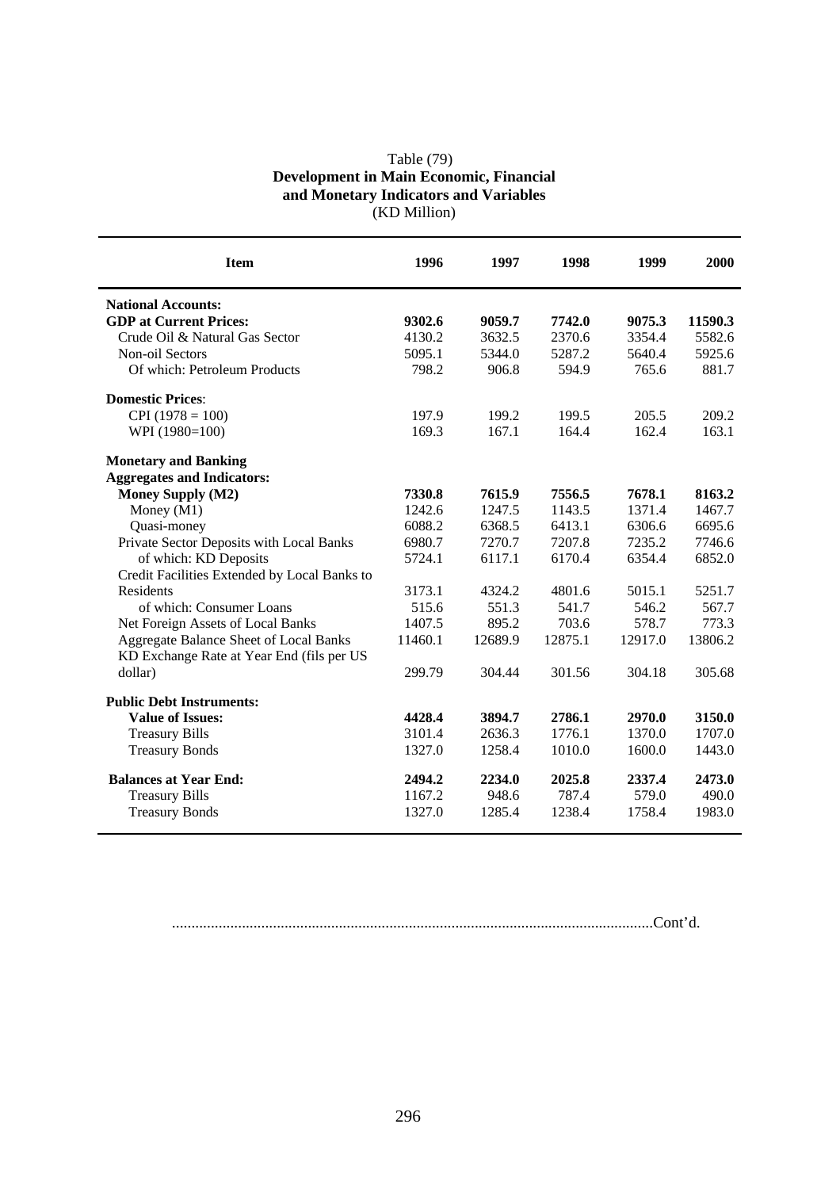Table (79)

**Development in Main Economic, Financial and Monetary Indicators and Variables**

(KD Million)

| Item | 1996 | 1997 | 1998 | 1999 | 2000 |
|---|---|---|---|---|---|
| **National Accounts:** | | | | | |
| **GDP at Current Prices:** | **9302.6** | **9059.7** | **7742.0** | **9075.3** | **11590.3** |
| Crude Oil & Natural Gas Sector | 4130.2 | 3632.5 | 2370.6 | 3354.4 | 5582.6 |
| Non-oil Sectors | 5095.1 | 5344.0 | 5287.2 | 5640.4 | 5925.6 |
| Of which: Petroleum Products | 798.2 | 906.8 | 594.9 | 765.6 | 881.7 |
| **Domestic Prices**: | | | | | |
| CPI (1978 = 100) | 197.9 | 199.2 | 199.5 | 205.5 | 209.2 |
| WPI (1980=100) | 169.3 | 167.1 | 164.4 | 162.4 | 163.1 |
| **Monetary and Banking Aggregates and Indicators:** | | | | | |
| **Money Supply (M2)** | **7330.8** | **7615.9** | **7556.5** | **7678.1** | **8163.2** |
| Money (M1) | 1242.6 | 1247.5 | 1143.5 | 1371.4 | 1467.7 |
| Quasi-money | 6088.2 | 6368.5 | 6413.1 | 6306.6 | 6695.6 |
| Private Sector Deposits with Local Banks | 6980.7 | 7270.7 | 7207.8 | 7235.2 | 7746.6 |
| of which: KD Deposits | 5724.1 | 6117.1 | 6170.4 | 6354.4 | 6852.0 |
| Credit Facilities Extended by Local Banks to Residents | 3173.1 | 4324.2 | 4801.6 | 5015.1 | 5251.7 |
| of which: Consumer Loans | 515.6 | 551.3 | 541.7 | 546.2 | 567.7 |
| Net Foreign Assets of Local Banks | 1407.5 | 895.2 | 703.6 | 578.7 | 773.3 |
| Aggregate Balance Sheet of Local Banks | 11460.1 | 12689.9 | 12875.1 | 12917.0 | 13806.2 |
| KD Exchange Rate at Year End (fils per US dollar) | 299.79 | 304.44 | 301.56 | 304.18 | 305.68 |
| **Public Debt Instruments:** | | | | | |
| **Value of Issues:** | **4428.4** | **3894.7** | **2786.1** | **2970.0** | **3150.0** |
| Treasury Bills | 3101.4 | 2636.3 | 1776.1 | 1370.0 | 1707.0 |
| Treasury Bonds | 1327.0 | 1258.4 | 1010.0 | 1600.0 | 1443.0 |
| **Balances at Year End:** | **2494.2** | **2234.0** | **2025.8** | **2337.4** | **2473.0** |
| Treasury Bills | 1167.2 | 948.6 | 787.4 | 579.0 | 490.0 |
| Treasury Bonds | 1327.0 | 1285.4 | 1238.4 | 1758.4 | 1983.0 |

..........................................................................................................................Cont'd.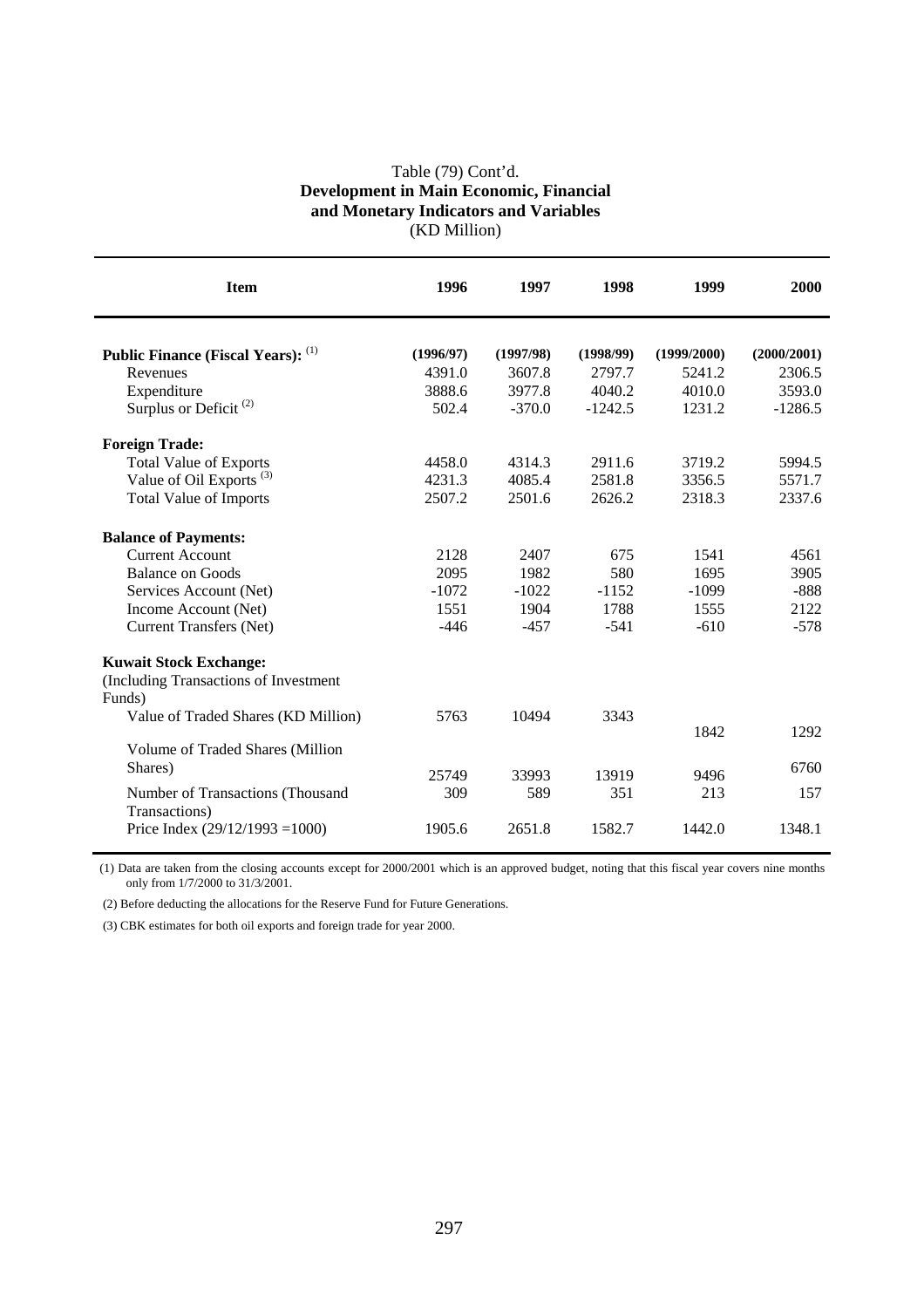Table (79) Cont'd.
**Development in Main Economic, Financial and Monetary Indicators and Variables**
(KD Million)

| Item | 1996 | 1997 | 1998 | 1999 | 2000 |
|---|---|---|---|---|---|
| **Public Finance (Fiscal Years):** (1) | **(1996/97)** | **(1997/98)** | **(1998/99)** | **(1999/2000)** | **(2000/2001)** |
| Revenues | 4391.0 | 3607.8 | 2797.7 | 5241.2 | 2306.5 |
| Expenditure | 3888.6 | 3977.8 | 4040.2 | 4010.0 | 3593.0 |
| Surplus or Deficit (2) | 502.4 | -370.0 | -1242.5 | 1231.2 | -1286.5 |
| **Foreign Trade:** | | | | | |
| Total Value of Exports | 4458.0 | 4314.3 | 2911.6 | 3719.2 | 5994.5 |
| Value of Oil Exports (3) | 4231.3 | 4085.4 | 2581.8 | 3356.5 | 5571.7 |
| Total Value of Imports | 2507.2 | 2501.6 | 2626.2 | 2318.3 | 2337.6 |
| **Balance of Payments:** | | | | | |
| Current Account | 2128 | 2407 | 675 | 1541 | 4561 |
| Balance on Goods | 2095 | 1982 | 580 | 1695 | 3905 |
| Services Account (Net) | -1072 | -1022 | -1152 | -1099 | -888 |
| Income Account (Net) | 1551 | 1904 | 1788 | 1555 | 2122 |
| Current Transfers (Net) | -446 | -457 | -541 | -610 | -578 |
| **Kuwait Stock Exchange:** (Including Transactions of Investment Funds) | | | | | |
| Value of Traded Shares (KD Million) | 5763 | 10494 | 3343 | 1842 | 1292 |
| Volume of Traded Shares (Million Shares) | 25749 | 33993 | 13919 | 9496 | 6760 |
| Number of Transactions (Thousand Transactions) | 309 | 589 | 351 | 213 | 157 |
| Price Index (29/12/1993 =1000) | 1905.6 | 2651.8 | 1582.7 | 1442.0 | 1348.1 |

(1) Data are taken from the closing accounts except for 2000/2001 which is an approved budget, noting that this fiscal year covers nine months only from 1/7/2000 to 31/3/2001.

(2) Before deducting the allocations for the Reserve Fund for Future Generations.

(3) CBK estimates for both oil exports and foreign trade for year 2000.